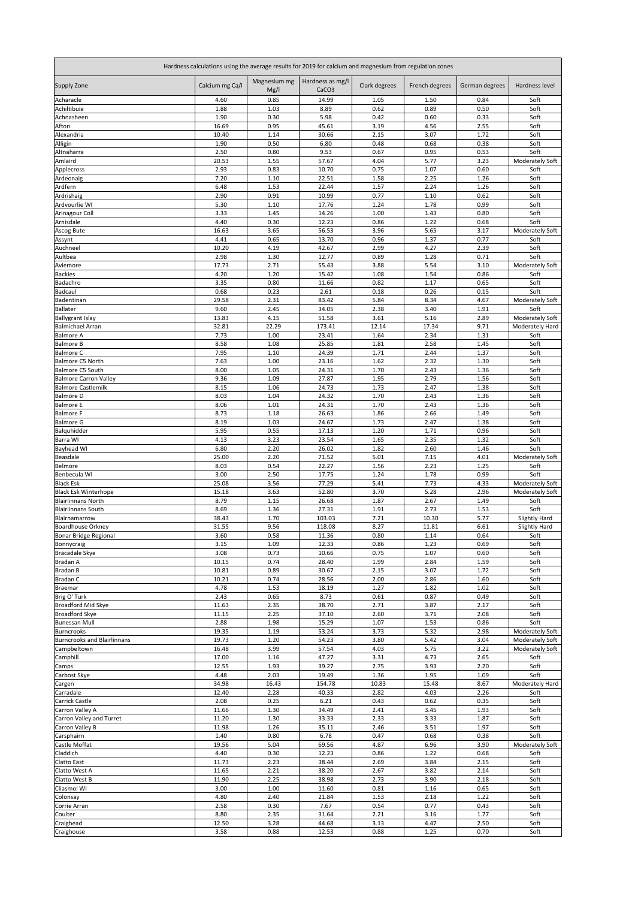| Hardness calculations using the average results for 2019 for calcium and magnesium from regulation zones | | | | | | | |
|---|---|---|---|---|---|---|---|
| Supply Zone | Calcium mg Ca/l | Magnesium mg Mg/l | Hardness as mg/l $CaCO_3$ | Clark degrees | French degrees | German degrees | Hardness level |
| Acharacle | 4.60 | 0.85 | 14.99 | 1.05 | 1.50 | 0.84 | Soft |
| Achiltibuie | 1.88 | 1.03 | 8.89 | 0.62 | 0.89 | 0.50 | Soft |
| Achnasheen | 1.90 | 0.30 | 5.98 | 0.42 | 0.60 | 0.33 | Soft |
| Afton | 16.69 | 0.95 | 45.61 | 3.19 | 4.56 | 2.55 | Soft |
| Alexandria | 10.40 | 1.14 | 30.66 | 2.15 | 3.07 | 1.72 | Soft |
| Alligin | 1.90 | 0.50 | 6.80 | 0.48 | 0.68 | 0.38 | Soft |
| Altnaharra | 2.50 | 0.80 | 9.53 | 0.67 | 0.95 | 0.53 | Soft |
| Amlaird | 20.53 | 1.55 | 57.67 | 4.04 | 5.77 | 3.23 | Moderately Soft |
| Applecross | 2.93 | 0.83 | 10.70 | 0.75 | 1.07 | 0.60 | Soft |
| Ardeonaig | 7.20 | 1.10 | 22.51 | 1.58 | 2.25 | 1.26 | Soft |
| Ardfern | 6.48 | 1.53 | 22.44 | 1.57 | 2.24 | 1.26 | Soft |
| Ardrishaig | 2.90 | 0.91 | 10.99 | 0.77 | 1.10 | 0.62 | Soft |
| Ardvourlie WI | 5.30 | 1.10 | 17.76 | 1.24 | 1.78 | 0.99 | Soft |
| Arinagour Coll | 3.33 | 1.45 | 14.26 | 1.00 | 1.43 | 0.80 | Soft |
| Arnisdale | 4.40 | 0.30 | 12.23 | 0.86 | 1.22 | 0.68 | Soft |
| Ascog Bute | 16.63 | 3.65 | 56.53 | 3.96 | 5.65 | 3.17 | Moderately Soft |
| Assynt | 4.41 | 0.65 | 13.70 | 0.96 | 1.37 | 0.77 | Soft |
| Auchneel | 10.20 | 4.19 | 42.67 | 2.99 | 4.27 | 2.39 | Soft |
| Aultbea | 2.98 | 1.30 | 12.77 | 0.89 | 1.28 | 0.71 | Soft |
| Aviemore | 17.73 | 2.71 | 55.43 | 3.88 | 5.54 | 3.10 | Moderately Soft |
| Backies | 4.20 | 1.20 | 15.42 | 1.08 | 1.54 | 0.86 | Soft |
| Badachro | 3.35 | 0.80 | 11.66 | 0.82 | 1.17 | 0.65 | Soft |
| Badcaul | 0.68 | 0.23 | 2.61 | 0.18 | 0.26 | 0.15 | Soft |
| Badentinan | 29.58 | 2.31 | 83.42 | 5.84 | 8.34 | 4.67 | Moderately Soft |
| Ballater | 9.60 | 2.45 | 34.05 | 2.38 | 3.40 | 1.91 | Soft |
| Ballygrant Islay | 13.83 | 4.15 | 51.58 | 3.61 | 5.16 | 2.89 | Moderately Soft |
| Balmichael Arran | 32.81 | 22.29 | 173.41 | 12.14 | 17.34 | 9.71 | Moderately Hard |
| Balmore A | 7.73 | 1.00 | 23.41 | 1.64 | 2.34 | 1.31 | Soft |
| Balmore B | 8.58 | 1.08 | 25.85 | 1.81 | 2.58 | 1.45 | Soft |
| Balmore C | 7.95 | 1.10 | 24.39 | 1.71 | 2.44 | 1.37 | Soft |
| Balmore C5 North | 7.63 | 1.00 | 23.16 | 1.62 | 2.32 | 1.30 | Soft |
| Balmore C5 South | 8.00 | 1.05 | 24.31 | 1.70 | 2.43 | 1.36 | Soft |
| Balmore Carron Valley | 9.36 | 1.09 | 27.87 | 1.95 | 2.79 | 1.56 | Soft |
| Balmore Castlemilk | 8.15 | 1.06 | 24.73 | 1.73 | 2.47 | 1.38 | Soft |
| Balmore D | 8.03 | 1.04 | 24.32 | 1.70 | 2.43 | 1.36 | Soft |
| Balmore E | 8.06 | 1.01 | 24.31 | 1.70 | 2.43 | 1.36 | Soft |
| Balmore F | 8.73 | 1.18 | 26.63 | 1.86 | 2.66 | 1.49 | Soft |
| Balmore G | 8.19 | 1.03 | 24.67 | 1.73 | 2.47 | 1.38 | Soft |
| Balquhidder | 5.95 | 0.55 | 17.13 | 1.20 | 1.71 | 0.96 | Soft |
| Barra WI | 4.13 | 3.23 | 23.54 | 1.65 | 2.35 | 1.32 | Soft |
| Bayhead WI | 6.80 | 2.20 | 26.02 | 1.82 | 2.60 | 1.46 | Soft |
| Beasdale | 25.00 | 2.20 | 71.52 | 5.01 | 7.15 | 4.01 | Moderately Soft |
| Belmore | 8.03 | 0.54 | 22.27 | 1.56 | 2.23 | 1.25 | Soft |
| Benbecula WI | 3.00 | 2.50 | 17.75 | 1.24 | 1.78 | 0.99 | Soft |
| Black Esk | 25.08 | 3.56 | 77.29 | 5.41 | 7.73 | 4.33 | Moderately Soft |
| Black Esk Winterhope | 15.18 | 3.63 | 52.80 | 3.70 | 5.28 | 2.96 | Moderately Soft |
| Blairlinnans North | 8.79 | 1.15 | 26.68 | 1.87 | 2.67 | 1.49 | Soft |
| Blairlinnans South | 8.69 | 1.36 | 27.31 | 1.91 | 2.73 | 1.53 | Soft |
| Blairnamarrow | 38.43 | 1.70 | 103.03 | 7.21 | 10.30 | 5.77 | Slightly Hard |
| Boardhouse Orkney | 31.55 | 9.56 | 118.08 | 8.27 | 11.81 | 6.61 | Slightly Hard |
| Bonar Bridge Regional | 3.60 | 0.58 | 11.36 | 0.80 | 1.14 | 0.64 | Soft |
| Bonnycraig | 3.15 | 1.09 | 12.33 | 0.86 | 1.23 | 0.69 | Soft |
| Bracadale Skye | 3.08 | 0.73 | 10.66 | 0.75 | 1.07 | 0.60 | Soft |
| Bradan A | 10.15 | 0.74 | 28.40 | 1.99 | 2.84 | 1.59 | Soft |
| Bradan B | 10.81 | 0.89 | 30.67 | 2.15 | 3.07 | 1.72 | Soft |
| Bradan C | 10.21 | 0.74 | 28.56 | 2.00 | 2.86 | 1.60 | Soft |
| Braemar | 4.78 | 1.53 | 18.19 | 1.27 | 1.82 | 1.02 | Soft |
| Brig O' Turk | 2.43 | 0.65 | 8.73 | 0.61 | 0.87 | 0.49 | Soft |
| Broadford Mid Skye | 11.63 | 2.35 | 38.70 | 2.71 | 3.87 | 2.17 | Soft |
| Broadford Skye | 11.15 | 2.25 | 37.10 | 2.60 | 3.71 | 2.08 | Soft |
| Bunessan Mull | 2.88 | 1.98 | 15.29 | 1.07 | 1.53 | 0.86 | Soft |
| Burncrooks | 19.35 | 1.19 | 53.24 | 3.73 | 5.32 | 2.98 | Moderately Soft |
| Burncrooks and Blairlinnans | 19.73 | 1.20 | 54.23 | 3.80 | 5.42 | 3.04 | Moderately Soft |
| Campbeltown | 16.48 | 3.99 | 57.54 | 4.03 | 5.75 | 3.22 | Moderately Soft |
| Camphill | 17.00 | 1.16 | 47.27 | 3.31 | 4.73 | 2.65 | Soft |
| Camps | 12.55 | 1.93 | 39.27 | 2.75 | 3.93 | 2.20 | Soft |
| Carbost Skye | 4.48 | 2.03 | 19.49 | 1.36 | 1.95 | 1.09 | Soft |
| Cargen | 34.98 | 16.43 | 154.78 | 10.83 | 15.48 | 8.67 | Moderately Hard |
| Carradale | 12.40 | 2.28 | 40.33 | 2.82 | 4.03 | 2.26 | Soft |
| Carrick Castle | 2.08 | 0.25 | 6.21 | 0.43 | 0.62 | 0.35 | Soft |
| Carron Valley A | 11.66 | 1.30 | 34.49 | 2.41 | 3.45 | 1.93 | Soft |
| Carron Valley and Turret | 11.20 | 1.30 | 33.33 | 2.33 | 3.33 | 1.87 | Soft |
| Carron Valley B | 11.98 | 1.26 | 35.11 | 2.46 | 3.51 | 1.97 | Soft |
| Carsphairn | 1.40 | 0.80 | 6.78 | 0.47 | 0.68 | 0.38 | Soft |
| Castle Moffat | 19.56 | 5.04 | 69.56 | 4.87 | 6.96 | 3.90 | Moderately Soft |
| Claddich | 4.40 | 0.30 | 12.23 | 0.86 | 1.22 | 0.68 | Soft |
| Clatto East | 11.73 | 2.23 | 38.44 | 2.69 | 3.84 | 2.15 | Soft |
| Clatto West A | 11.65 | 2.21 | 38.20 | 2.67 | 3.82 | 2.14 | Soft |
| Clatto West B | 11.90 | 2.25 | 38.98 | 2.73 | 3.90 | 2.18 | Soft |
| Cliasmol WI | 3.00 | 1.00 | 11.60 | 0.81 | 1.16 | 0.65 | Soft |
| Colonsay | 4.80 | 2.40 | 21.84 | 1.53 | 2.18 | 1.22 | Soft |
| Corrie Arran | 2.58 | 0.30 | 7.67 | 0.54 | 0.77 | 0.43 | Soft |
| Coulter | 8.80 | 2.35 | 31.64 | 2.21 | 3.16 | 1.77 | Soft |
| Craighead | 12.50 | 3.28 | 44.68 | 3.13 | 4.47 | 2.50 | Soft |
| Craighouse | 3.58 | 0.88 | 12.53 | 0.88 | 1.25 | 0.70 | Soft |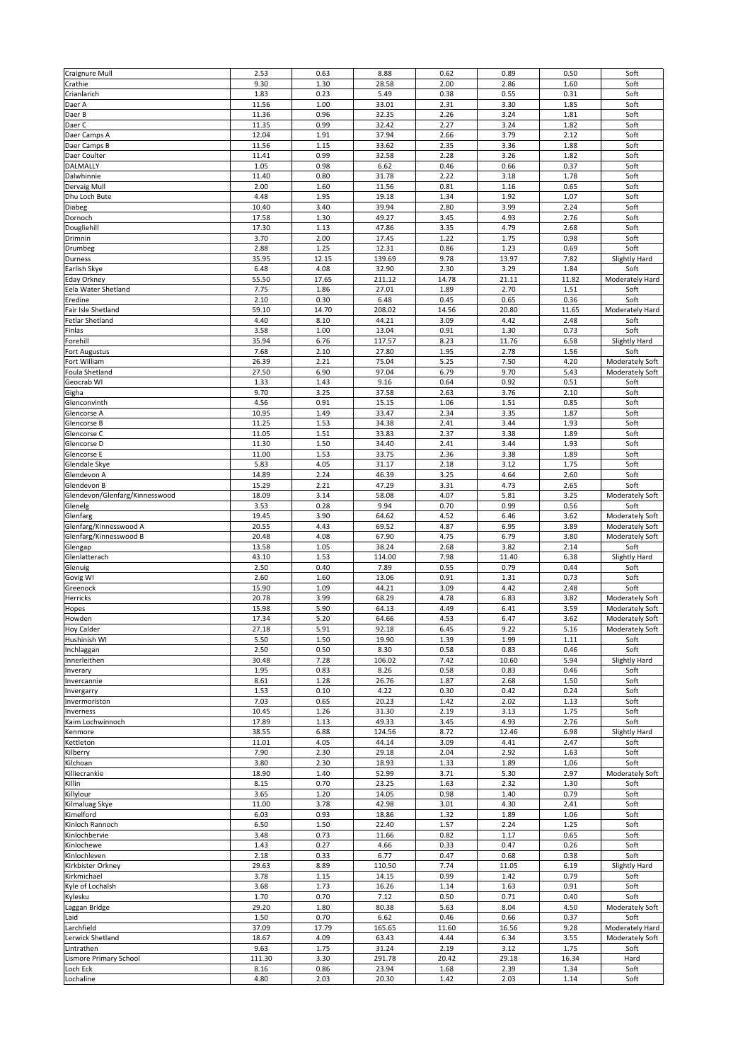| Craignure Mull | 2.53 | 0.63 | 8.88 | 0.62 | 0.89 | 0.50 | Soft |
|---|---|---|---|---|---|---|---|
| Crathie | 9.30 | 1.30 | 28.58 | 2.00 | 2.86 | 1.60 | Soft |
| Crianlarich | 1.83 | 0.23 | 5.49 | 0.38 | 0.55 | 0.31 | Soft |
| Daer A | 11.56 | 1.00 | 33.01 | 2.31 | 3.30 | 1.85 | Soft |
| Daer B | 11.36 | 0.96 | 32.35 | 2.26 | 3.24 | 1.81 | Soft |
| Daer C | 11.35 | 0.99 | 32.42 | 2.27 | 3.24 | 1.82 | Soft |
| Daer Camps A | 12.04 | 1.91 | 37.94 | 2.66 | 3.79 | 2.12 | Soft |
| Daer Camps B | 11.56 | 1.15 | 33.62 | 2.35 | 3.36 | 1.88 | Soft |
| Daer Coulter | 11.41 | 0.99 | 32.58 | 2.28 | 3.26 | 1.82 | Soft |
| DALMALLY | 1.05 | 0.98 | 6.62 | 0.46 | 0.66 | 0.37 | Soft |
| Dalwhinnie | 11.40 | 0.80 | 31.78 | 2.22 | 3.18 | 1.78 | Soft |
| Dervaig Mull | 2.00 | 1.60 | 11.56 | 0.81 | 1.16 | 0.65 | Soft |
| Dhu Loch Bute | 4.48 | 1.95 | 19.18 | 1.34 | 1.92 | 1.07 | Soft |
| Diabeg | 10.40 | 3.40 | 39.94 | 2.80 | 3.99 | 2.24 | Soft |
| Dornoch | 17.58 | 1.30 | 49.27 | 3.45 | 4.93 | 2.76 | Soft |
| Dougliehill | 17.30 | 1.13 | 47.86 | 3.35 | 4.79 | 2.68 | Soft |
| Drimnin | 3.70 | 2.00 | 17.45 | 1.22 | 1.75 | 0.98 | Soft |
| Drumbeg | 2.88 | 1.25 | 12.31 | 0.86 | 1.23 | 0.69 | Soft |
| Durness | 35.95 | 12.15 | 139.69 | 9.78 | 13.97 | 7.82 | Slightly Hard |
| Earlish Skye | 6.48 | 4.08 | 32.90 | 2.30 | 3.29 | 1.84 | Soft |
| Eday Orkney | 55.50 | 17.65 | 211.12 | 14.78 | 21.11 | 11.82 | Moderately Hard |
| Eela Water Shetland | 7.75 | 1.86 | 27.01 | 1.89 | 2.70 | 1.51 | Soft |
| Eredine | 2.10 | 0.30 | 6.48 | 0.45 | 0.65 | 0.36 | Soft |
| Fair Isle Shetland | 59.10 | 14.70 | 208.02 | 14.56 | 20.80 | 11.65 | Moderately Hard |
| Fetlar Shetland | 4.40 | 8.10 | 44.21 | 3.09 | 4.42 | 2.48 | Soft |
| Finlas | 3.58 | 1.00 | 13.04 | 0.91 | 1.30 | 0.73 | Soft |
| Forehill | 35.94 | 6.76 | 117.57 | 8.23 | 11.76 | 6.58 | Slightly Hard |
| Fort Augustus | 7.68 | 2.10 | 27.80 | 1.95 | 2.78 | 1.56 | Soft |
| Fort William | 26.39 | 2.21 | 75.04 | 5.25 | 7.50 | 4.20 | Moderately Soft |
| Foula Shetland | 27.50 | 6.90 | 97.04 | 6.79 | 9.70 | 5.43 | Moderately Soft |
| Geocrab WI | 1.33 | 1.43 | 9.16 | 0.64 | 0.92 | 0.51 | Soft |
| Gigha | 9.70 | 3.25 | 37.58 | 2.63 | 3.76 | 2.10 | Soft |
| Glenconvinth | 4.56 | 0.91 | 15.15 | 1.06 | 1.51 | 0.85 | Soft |
| Glencorse A | 10.95 | 1.49 | 33.47 | 2.34 | 3.35 | 1.87 | Soft |
| Glencorse B | 11.25 | 1.53 | 34.38 | 2.41 | 3.44 | 1.93 | Soft |
| Glencorse C | 11.05 | 1.51 | 33.83 | 2.37 | 3.38 | 1.89 | Soft |
| Glencorse D | 11.30 | 1.50 | 34.40 | 2.41 | 3.44 | 1.93 | Soft |
| Glencorse E | 11.00 | 1.53 | 33.75 | 2.36 | 3.38 | 1.89 | Soft |
| Glendale Skye | 5.83 | 4.05 | 31.17 | 2.18 | 3.12 | 1.75 | Soft |
| Glendevon A | 14.89 | 2.24 | 46.39 | 3.25 | 4.64 | 2.60 | Soft |
| Glendevon B | 15.29 | 2.21 | 47.29 | 3.31 | 4.73 | 2.65 | Soft |
| Glendevon/Glenfarg/Kinnesswood | 18.09 | 3.14 | 58.08 | 4.07 | 5.81 | 3.25 | Moderately Soft |
| Glenelg | 3.53 | 0.28 | 9.94 | 0.70 | 0.99 | 0.56 | Soft |
| Glenfarg | 19.45 | 3.90 | 64.62 | 4.52 | 6.46 | 3.62 | Moderately Soft |
| Glenfarg/Kinnesswood A | 20.55 | 4.43 | 69.52 | 4.87 | 6.95 | 3.89 | Moderately Soft |
| Glenfarg/Kinnesswood B | 20.48 | 4.08 | 67.90 | 4.75 | 6.79 | 3.80 | Moderately Soft |
| Glengap | 13.58 | 1.05 | 38.24 | 2.68 | 3.82 | 2.14 | Soft |
| Glenlatterach | 43.10 | 1.53 | 114.00 | 7.98 | 11.40 | 6.38 | Slightly Hard |
| Glenuig | 2.50 | 0.40 | 7.89 | 0.55 | 0.79 | 0.44 | Soft |
| Govig WI | 2.60 | 1.60 | 13.06 | 0.91 | 1.31 | 0.73 | Soft |
| Greenock | 15.90 | 1.09 | 44.21 | 3.09 | 4.42 | 2.48 | Soft |
| Herricks | 20.78 | 3.99 | 68.29 | 4.78 | 6.83 | 3.82 | Moderately Soft |
| Hopes | 15.98 | 5.90 | 64.13 | 4.49 | 6.41 | 3.59 | Moderately Soft |
| Howden | 17.34 | 5.20 | 64.66 | 4.53 | 6.47 | 3.62 | Moderately Soft |
| Hoy Calder | 27.18 | 5.91 | 92.18 | 6.45 | 9.22 | 5.16 | Moderately Soft |
| Hushinish WI | 5.50 | 1.50 | 19.90 | 1.39 | 1.99 | 1.11 | Soft |
| Inchlaggan | 2.50 | 0.50 | 8.30 | 0.58 | 0.83 | 0.46 | Soft |
| Innerleithen | 30.48 | 7.28 | 106.02 | 7.42 | 10.60 | 5.94 | Slightly Hard |
| Inverary | 1.95 | 0.83 | 8.26 | 0.58 | 0.83 | 0.46 | Soft |
| Invercannie | 8.61 | 1.28 | 26.76 | 1.87 | 2.68 | 1.50 | Soft |
| Invergarry | 1.53 | 0.10 | 4.22 | 0.30 | 0.42 | 0.24 | Soft |
| Invermoriston | 7.03 | 0.65 | 20.23 | 1.42 | 2.02 | 1.13 | Soft |
| Inverness | 10.45 | 1.26 | 31.30 | 2.19 | 3.13 | 1.75 | Soft |
| Kaim Lochwinnoch | 17.89 | 1.13 | 49.33 | 3.45 | 4.93 | 2.76 | Soft |
| Kenmore | 38.55 | 6.88 | 124.56 | 8.72 | 12.46 | 6.98 | Slightly Hard |
| Kettleton | 11.01 | 4.05 | 44.14 | 3.09 | 4.41 | 2.47 | Soft |
| Kilberry | 7.90 | 2.30 | 29.18 | 2.04 | 2.92 | 1.63 | Soft |
| Kilchoan | 3.80 | 2.30 | 18.93 | 1.33 | 1.89 | 1.06 | Soft |
| Killiecrankie | 18.90 | 1.40 | 52.99 | 3.71 | 5.30 | 2.97 | Moderately Soft |
| Killin | 8.15 | 0.70 | 23.25 | 1.63 | 2.32 | 1.30 | Soft |
| Killylour | 3.65 | 1.20 | 14.05 | 0.98 | 1.40 | 0.79 | Soft |
| Kilmaluag Skye | 11.00 | 3.78 | 42.98 | 3.01 | 4.30 | 2.41 | Soft |
| Kimelford | 6.03 | 0.93 | 18.86 | 1.32 | 1.89 | 1.06 | Soft |
| Kinloch Rannoch | 6.50 | 1.50 | 22.40 | 1.57 | 2.24 | 1.25 | Soft |
| Kinlochbervie | 3.48 | 0.73 | 11.66 | 0.82 | 1.17 | 0.65 | Soft |
| Kinlochewe | 1.43 | 0.27 | 4.66 | 0.33 | 0.47 | 0.26 | Soft |
| Kinlochleven | 2.18 | 0.33 | 6.77 | 0.47 | 0.68 | 0.38 | Soft |
| Kirkbister Orkney | 29.63 | 8.89 | 110.50 | 7.74 | 11.05 | 6.19 | Slightly Hard |
| Kirkmichael | 3.78 | 1.15 | 14.15 | 0.99 | 1.42 | 0.79 | Soft |
| Kyle of Lochalsh | 3.68 | 1.73 | 16.26 | 1.14 | 1.63 | 0.91 | Soft |
| Kylesku | 1.70 | 0.70 | 7.12 | 0.50 | 0.71 | 0.40 | Soft |
| Laggan Bridge | 29.20 | 1.80 | 80.38 | 5.63 | 8.04 | 4.50 | Moderately Soft |
| Laid | 1.50 | 0.70 | 6.62 | 0.46 | 0.66 | 0.37 | Soft |
| Larchfield | 37.09 | 17.79 | 165.65 | 11.60 | 16.56 | 9.28 | Moderately Hard |
| Lerwick Shetland | 18.67 | 4.09 | 63.43 | 4.44 | 6.34 | 3.55 | Moderately Soft |
| Lintrathen | 9.63 | 1.75 | 31.24 | 2.19 | 3.12 | 1.75 | Soft |
| Lismore Primary School | 111.30 | 3.30 | 291.78 | 20.42 | 29.18 | 16.34 | Hard |
| Loch Eck | 8.16 | 0.86 | 23.94 | 1.68 | 2.39 | 1.34 | Soft |
| Lochaline | 4.80 | 2.03 | 20.30 | 1.42 | 2.03 | 1.14 | Soft |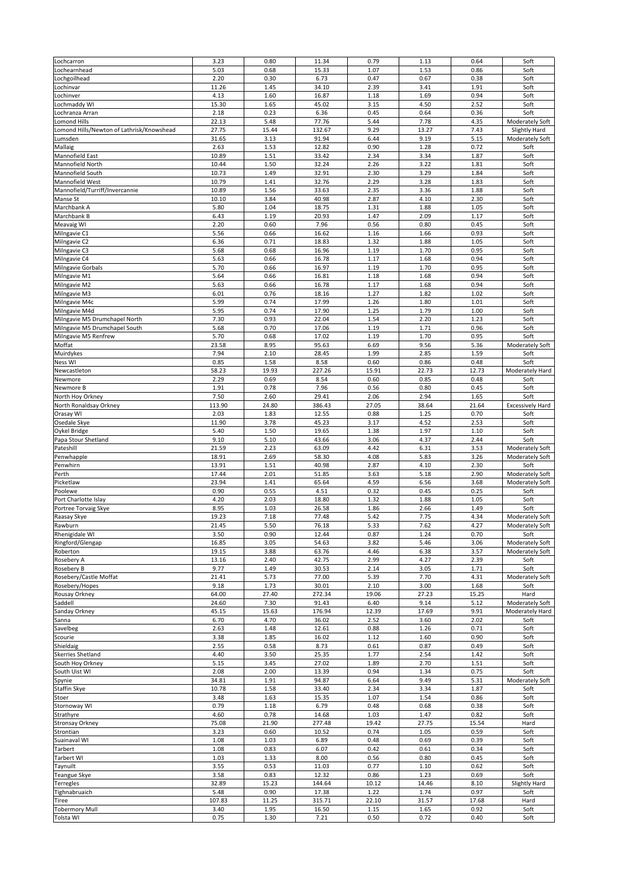| Lochcarron | 3.23 | 0.80 | 11.34 | 0.79 | 1.13 | 0.64 | Soft |
|---|---|---|---|---|---|---|---|
| Lochearnhead | 5.03 | 0.68 | 15.33 | 1.07 | 1.53 | 0.86 | Soft |
| Lochgoilhead | 2.20 | 0.30 | 6.73 | 0.47 | 0.67 | 0.38 | Soft |
| Lochinvar | 11.26 | 1.45 | 34.10 | 2.39 | 3.41 | 1.91 | Soft |
| Lochinver | 4.13 | 1.60 | 16.87 | 1.18 | 1.69 | 0.94 | Soft |
| Lochmaddy WI | 15.30 | 1.65 | 45.02 | 3.15 | 4.50 | 2.52 | Soft |
| Lochranza Arran | 2.18 | 0.23 | 6.36 | 0.45 | 0.64 | 0.36 | Soft |
| Lomond Hills | 22.13 | 5.48 | 77.76 | 5.44 | 7.78 | 4.35 | Moderately Soft |
| Lomond Hills/Newton of Lathrisk/Knowshead | 27.75 | 15.44 | 132.67 | 9.29 | 13.27 | 7.43 | Slightly Hard |
| Lumsden | 31.65 | 3.13 | 91.94 | 6.44 | 9.19 | 5.15 | Moderately Soft |
| Mallaig | 2.63 | 1.53 | 12.82 | 0.90 | 1.28 | 0.72 | Soft |
| Mannofield East | 10.89 | 1.51 | 33.42 | 2.34 | 3.34 | 1.87 | Soft |
| Mannofield North | 10.44 | 1.50 | 32.24 | 2.26 | 3.22 | 1.81 | Soft |
| Mannofield South | 10.73 | 1.49 | 32.91 | 2.30 | 3.29 | 1.84 | Soft |
| Mannofield West | 10.79 | 1.41 | 32.76 | 2.29 | 3.28 | 1.83 | Soft |
| Mannofield/Turriff/Invercannie | 10.89 | 1.56 | 33.63 | 2.35 | 3.36 | 1.88 | Soft |
| Manse St | 10.10 | 3.84 | 40.98 | 2.87 | 4.10 | 2.30 | Soft |
| Marchbank A | 5.80 | 1.04 | 18.75 | 1.31 | 1.88 | 1.05 | Soft |
| Marchbank B | 6.43 | 1.19 | 20.93 | 1.47 | 2.09 | 1.17 | Soft |
| Meavaig WI | 2.20 | 0.60 | 7.96 | 0.56 | 0.80 | 0.45 | Soft |
| Milngavie C1 | 5.56 | 0.66 | 16.62 | 1.16 | 1.66 | 0.93 | Soft |
| Milngavie C2 | 6.36 | 0.71 | 18.83 | 1.32 | 1.88 | 1.05 | Soft |
| Milngavie C3 | 5.68 | 0.68 | 16.96 | 1.19 | 1.70 | 0.95 | Soft |
| Milngavie C4 | 5.63 | 0.66 | 16.78 | 1.17 | 1.68 | 0.94 | Soft |
| Milngavie Gorbals | 5.70 | 0.66 | 16.97 | 1.19 | 1.70 | 0.95 | Soft |
| Milngavie M1 | 5.64 | 0.66 | 16.81 | 1.18 | 1.68 | 0.94 | Soft |
| Milngavie M2 | 5.63 | 0.66 | 16.78 | 1.17 | 1.68 | 0.94 | Soft |
| Milngavie M3 | 6.01 | 0.76 | 18.16 | 1.27 | 1.82 | 1.02 | Soft |
| Milngavie M4c | 5.99 | 0.74 | 17.99 | 1.26 | 1.80 | 1.01 | Soft |
| Milngavie M4d | 5.95 | 0.74 | 17.90 | 1.25 | 1.79 | 1.00 | Soft |
| Milngavie M5 Drumchapel North | 7.30 | 0.93 | 22.04 | 1.54 | 2.20 | 1.23 | Soft |
| Milngavie M5 Drumchapel South | 5.68 | 0.70 | 17.06 | 1.19 | 1.71 | 0.96 | Soft |
| Milngavie M5 Renfrew | 5.70 | 0.68 | 17.02 | 1.19 | 1.70 | 0.95 | Soft |
| Moffat | 23.58 | 8.95 | 95.63 | 6.69 | 9.56 | 5.36 | Moderately Soft |
| Muirdykes | 7.94 | 2.10 | 28.45 | 1.99 | 2.85 | 1.59 | Soft |
| Ness WI | 0.85 | 1.58 | 8.58 | 0.60 | 0.86 | 0.48 | Soft |
| Newcastleton | 58.23 | 19.93 | 227.26 | 15.91 | 22.73 | 12.73 | Moderately Hard |
| Newmore | 2.29 | 0.69 | 8.54 | 0.60 | 0.85 | 0.48 | Soft |
| Newmore B | 1.91 | 0.78 | 7.96 | 0.56 | 0.80 | 0.45 | Soft |
| North Hoy Orkney | 7.50 | 2.60 | 29.41 | 2.06 | 2.94 | 1.65 | Soft |
| North Ronaldsay Orkney | 113.90 | 24.80 | 386.43 | 27.05 | 38.64 | 21.64 | Excessively Hard |
| Orasay WI | 2.03 | 1.83 | 12.55 | 0.88 | 1.25 | 0.70 | Soft |
| Osedale Skye | 11.90 | 3.78 | 45.23 | 3.17 | 4.52 | 2.53 | Soft |
| Oykel Bridge | 5.40 | 1.50 | 19.65 | 1.38 | 1.97 | 1.10 | Soft |
| Papa Stour Shetland | 9.10 | 5.10 | 43.66 | 3.06 | 4.37 | 2.44 | Soft |
| Pateshill | 21.59 | 2.23 | 63.09 | 4.42 | 6.31 | 3.53 | Moderately Soft |
| Penwhapple | 18.91 | 2.69 | 58.30 | 4.08 | 5.83 | 3.26 | Moderately Soft |
| Penwhirn | 13.91 | 1.51 | 40.98 | 2.87 | 4.10 | 2.30 | Soft |
| Perth | 17.44 | 2.01 | 51.85 | 3.63 | 5.18 | 2.90 | Moderately Soft |
| Picketlaw | 23.94 | 1.41 | 65.64 | 4.59 | 6.56 | 3.68 | Moderately Soft |
| Poolewe | 0.90 | 0.55 | 4.51 | 0.32 | 0.45 | 0.25 | Soft |
| Port Charlotte Islay | 4.20 | 2.03 | 18.80 | 1.32 | 1.88 | 1.05 | Soft |
| Portree Torvaig Skye | 8.95 | 1.03 | 26.58 | 1.86 | 2.66 | 1.49 | Soft |
| Raasay Skye | 19.23 | 7.18 | 77.48 | 5.42 | 7.75 | 4.34 | Moderately Soft |
| Rawburn | 21.45 | 5.50 | 76.18 | 5.33 | 7.62 | 4.27 | Moderately Soft |
| Rhenigidale WI | 3.50 | 0.90 | 12.44 | 0.87 | 1.24 | 0.70 | Soft |
| Ringford/Glengap | 16.85 | 3.05 | 54.63 | 3.82 | 5.46 | 3.06 | Moderately Soft |
| Roberton | 19.15 | 3.88 | 63.76 | 4.46 | 6.38 | 3.57 | Moderately Soft |
| Rosebery A | 13.16 | 2.40 | 42.75 | 2.99 | 4.27 | 2.39 | Soft |
| Rosebery B | 9.77 | 1.49 | 30.53 | 2.14 | 3.05 | 1.71 | Soft |
| Rosebery/Castle Moffat | 21.41 | 5.73 | 77.00 | 5.39 | 7.70 | 4.31 | Moderately Soft |
| Rosebery/Hopes | 9.18 | 1.73 | 30.01 | 2.10 | 3.00 | 1.68 | Soft |
| Rousay Orkney | 64.00 | 27.40 | 272.34 | 19.06 | 27.23 | 15.25 | Hard |
| Saddell | 24.60 | 7.30 | 91.43 | 6.40 | 9.14 | 5.12 | Moderately Soft |
| Sanday Orkney | 45.15 | 15.63 | 176.94 | 12.39 | 17.69 | 9.91 | Moderately Hard |
| Sanna | 6.70 | 4.70 | 36.02 | 2.52 | 3.60 | 2.02 | Soft |
| Savelbeg | 2.63 | 1.48 | 12.61 | 0.88 | 1.26 | 0.71 | Soft |
| Scourie | 3.38 | 1.85 | 16.02 | 1.12 | 1.60 | 0.90 | Soft |
| Shieldaig | 2.55 | 0.58 | 8.73 | 0.61 | 0.87 | 0.49 | Soft |
| Skerries Shetland | 4.40 | 3.50 | 25.35 | 1.77 | 2.54 | 1.42 | Soft |
| South Hoy Orkney | 5.15 | 3.45 | 27.02 | 1.89 | 2.70 | 1.51 | Soft |
| South Uist WI | 2.08 | 2.00 | 13.39 | 0.94 | 1.34 | 0.75 | Soft |
| Spynie | 34.81 | 1.91 | 94.87 | 6.64 | 9.49 | 5.31 | Moderately Soft |
| Staffin Skye | 10.78 | 1.58 | 33.40 | 2.34 | 3.34 | 1.87 | Soft |
| Stoer | 3.48 | 1.63 | 15.35 | 1.07 | 1.54 | 0.86 | Soft |
| Stornoway WI | 0.79 | 1.18 | 6.79 | 0.48 | 0.68 | 0.38 | Soft |
| Strathyre | 4.60 | 0.78 | 14.68 | 1.03 | 1.47 | 0.82 | Soft |
| Stronsay Orkney | 75.08 | 21.90 | 277.48 | 19.42 | 27.75 | 15.54 | Hard |
| Strontian | 3.23 | 0.60 | 10.52 | 0.74 | 1.05 | 0.59 | Soft |
| Suainaval WI | 1.08 | 1.03 | 6.89 | 0.48 | 0.69 | 0.39 | Soft |
| Tarbert | 1.08 | 0.83 | 6.07 | 0.42 | 0.61 | 0.34 | Soft |
| Tarbert WI | 1.03 | 1.33 | 8.00 | 0.56 | 0.80 | 0.45 | Soft |
| Taynuilt | 3.55 | 0.53 | 11.03 | 0.77 | 1.10 | 0.62 | Soft |
| Teangue Skye | 3.58 | 0.83 | 12.32 | 0.86 | 1.23 | 0.69 | Soft |
| Terregles | 32.89 | 15.23 | 144.64 | 10.12 | 14.46 | 8.10 | Slightly Hard |
| Tighnabruaich | 5.48 | 0.90 | 17.38 | 1.22 | 1.74 | 0.97 | Soft |
| Tiree | 107.83 | 11.25 | 315.71 | 22.10 | 31.57 | 17.68 | Hard |
| Tobermory Mull | 3.40 | 1.95 | 16.50 | 1.15 | 1.65 | 0.92 | Soft |
| Tolsta WI | 0.75 | 1.30 | 7.21 | 0.50 | 0.72 | 0.40 | Soft |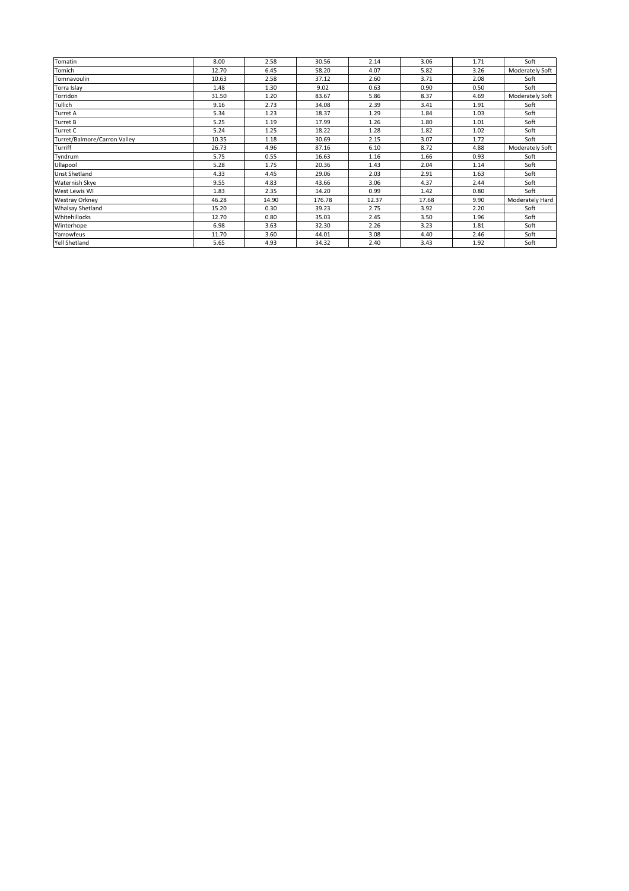| | | | | | | | |
|---|---|---|---|---|---|---|---|
| Tomatin | 8.00 | 2.58 | 30.56 | 2.14 | 3.06 | 1.71 | Soft |
| Tomich | 12.70 | 6.45 | 58.20 | 4.07 | 5.82 | 3.26 | Moderately Soft |
| Tomnavoulin | 10.63 | 2.58 | 37.12 | 2.60 | 3.71 | 2.08 | Soft |
| Torra Islay | 1.48 | 1.30 | 9.02 | 0.63 | 0.90 | 0.50 | Soft |
| Torridon | 31.50 | 1.20 | 83.67 | 5.86 | 8.37 | 4.69 | Moderately Soft |
| Tullich | 9.16 | 2.73 | 34.08 | 2.39 | 3.41 | 1.91 | Soft |
| Turret A | 5.34 | 1.23 | 18.37 | 1.29 | 1.84 | 1.03 | Soft |
| Turret B | 5.25 | 1.19 | 17.99 | 1.26 | 1.80 | 1.01 | Soft |
| Turret C | 5.24 | 1.25 | 18.22 | 1.28 | 1.82 | 1.02 | Soft |
| Turret/Balmore/Carron Valley | 10.35 | 1.18 | 30.69 | 2.15 | 3.07 | 1.72 | Soft |
| Turriff | 26.73 | 4.96 | 87.16 | 6.10 | 8.72 | 4.88 | Moderately Soft |
| Tyndrum | 5.75 | 0.55 | 16.63 | 1.16 | 1.66 | 0.93 | Soft |
| Ullapool | 5.28 | 1.75 | 20.36 | 1.43 | 2.04 | 1.14 | Soft |
| Unst Shetland | 4.33 | 4.45 | 29.06 | 2.03 | 2.91 | 1.63 | Soft |
| Waternish Skye | 9.55 | 4.83 | 43.66 | 3.06 | 4.37 | 2.44 | Soft |
| West Lewis WI | 1.83 | 2.35 | 14.20 | 0.99 | 1.42 | 0.80 | Soft |
| Westray Orkney | 46.28 | 14.90 | 176.78 | 12.37 | 17.68 | 9.90 | Moderately Hard |
| Whalsay Shetland | 15.20 | 0.30 | 39.23 | 2.75 | 3.92 | 2.20 | Soft |
| Whitehillocks | 12.70 | 0.80 | 35.03 | 2.45 | 3.50 | 1.96 | Soft |
| Winterhope | 6.98 | 3.63 | 32.30 | 2.26 | 3.23 | 1.81 | Soft |
| Yarrowfeus | 11.70 | 3.60 | 44.01 | 3.08 | 4.40 | 2.46 | Soft |
| Yell Shetland | 5.65 | 4.93 | 34.32 | 2.40 | 3.43 | 1.92 | Soft |